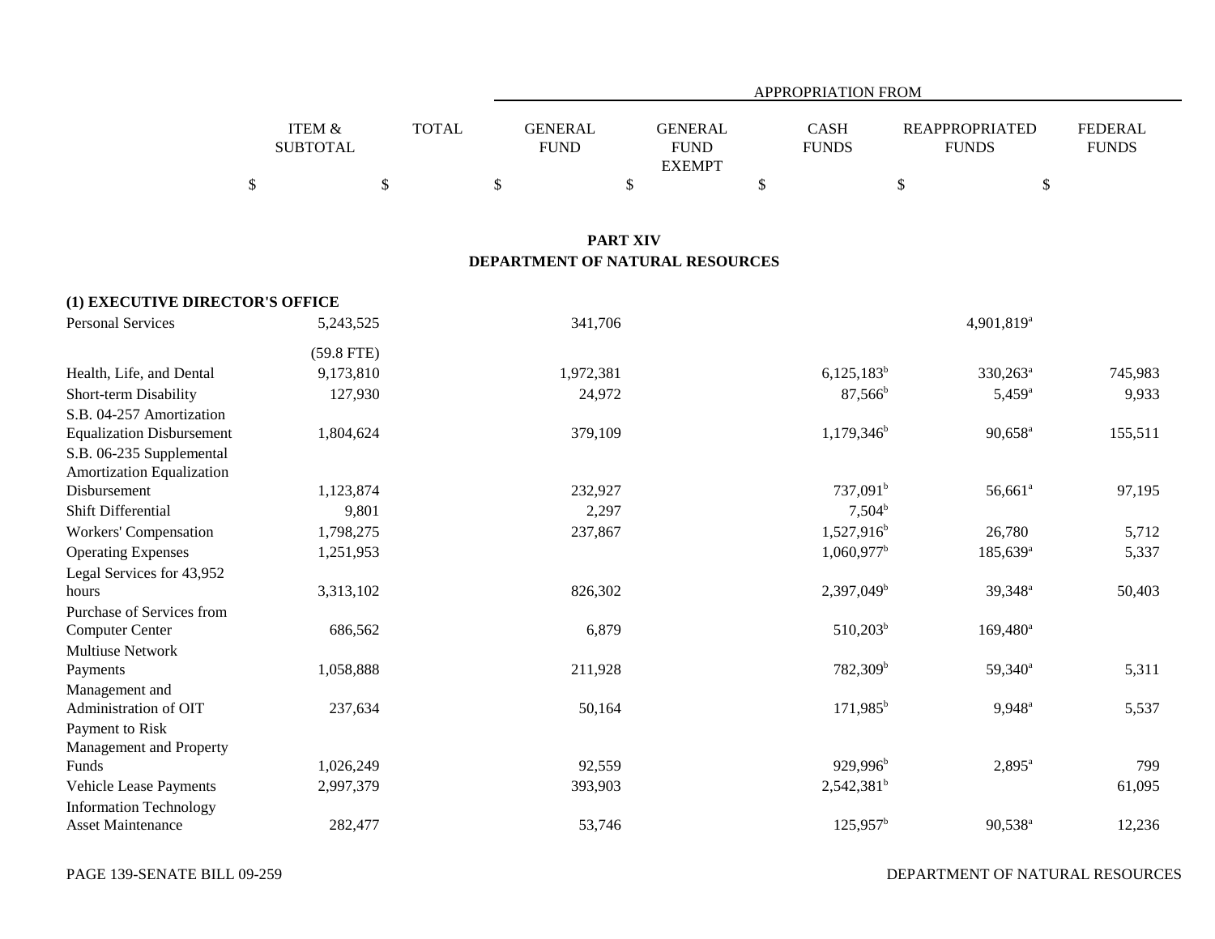## PART XIV
## DEPARTMENT OF NATURAL RESOURCES

| | ITEM & SUBTOTAL | TOTAL | APPROPRIATION FROM GENERAL FUND | GENERAL FUND EXEMPT | CASH FUNDS | REAPPROPRIATED FUNDS | FEDERAL FUNDS |
|---|---|---|---|---|---|---|---|
| | $ | $ | $ | $ | $ | $ | $ |
| **(1) EXECUTIVE DIRECTOR'S OFFICE** | | | | | | | |
| Personal Services | 5,243,525 | | 341,706 | | | 4,901,819[a] | |
| | (59.8 FTE) | | | | | | |
| Health, Life, and Dental | 9,173,810 | | 1,972,381 | | 6,125,183[b] | 330,263[a] | 745,983 |
| Short-term Disability | 127,930 | | 24,972 | | 87,566[b] | 5,459[a] | 9,933 |
| S.B. 04-257 Amortization Equalization Disbursement | 1,804,624 | | 379,109 | | 1,179,346[b] | 90,658[a] | 155,511 |
| S.B. 06-235 Supplemental Amortization Equalization Disbursement | 1,123,874 | | 232,927 | | 737,091[b] | 56,661[a] | 97,195 |
| Shift Differential | 9,801 | | 2,297 | | 7,504[b] | | |
| Workers' Compensation | 1,798,275 | | 237,867 | | 1,527,916[b] | 26,780 | 5,712 |
| Operating Expenses | 1,251,953 | | | | 1,060,977[b] | 185,639[a] | 5,337 |
| Legal Services for 43,952 hours | 3,313,102 | | 826,302 | | 2,397,049[b] | 39,348[a] | 50,403 |
| Purchase of Services from Computer Center | 686,562 | | 6,879 | | 510,203[b] | 169,480[a] | |
| Multiuse Network Payments | 1,058,888 | | 211,928 | | 782,309[b] | 59,340[a] | 5,311 |
| Management and Administration of OIT | 237,634 | | 50,164 | | 171,985[b] | 9,948[a] | 5,537 |
| Payment to Risk Management and Property Funds | 1,026,249 | | 92,559 | | 929,996[b] | 2,895[a] | 799 |
| Vehicle Lease Payments | 2,997,379 | | 393,903 | | 2,542,381[b] | | 61,095 |
| Information Technology Asset Maintenance | 282,477 | | 53,746 | | 125,957[b] | 90,538[a] | 12,236 |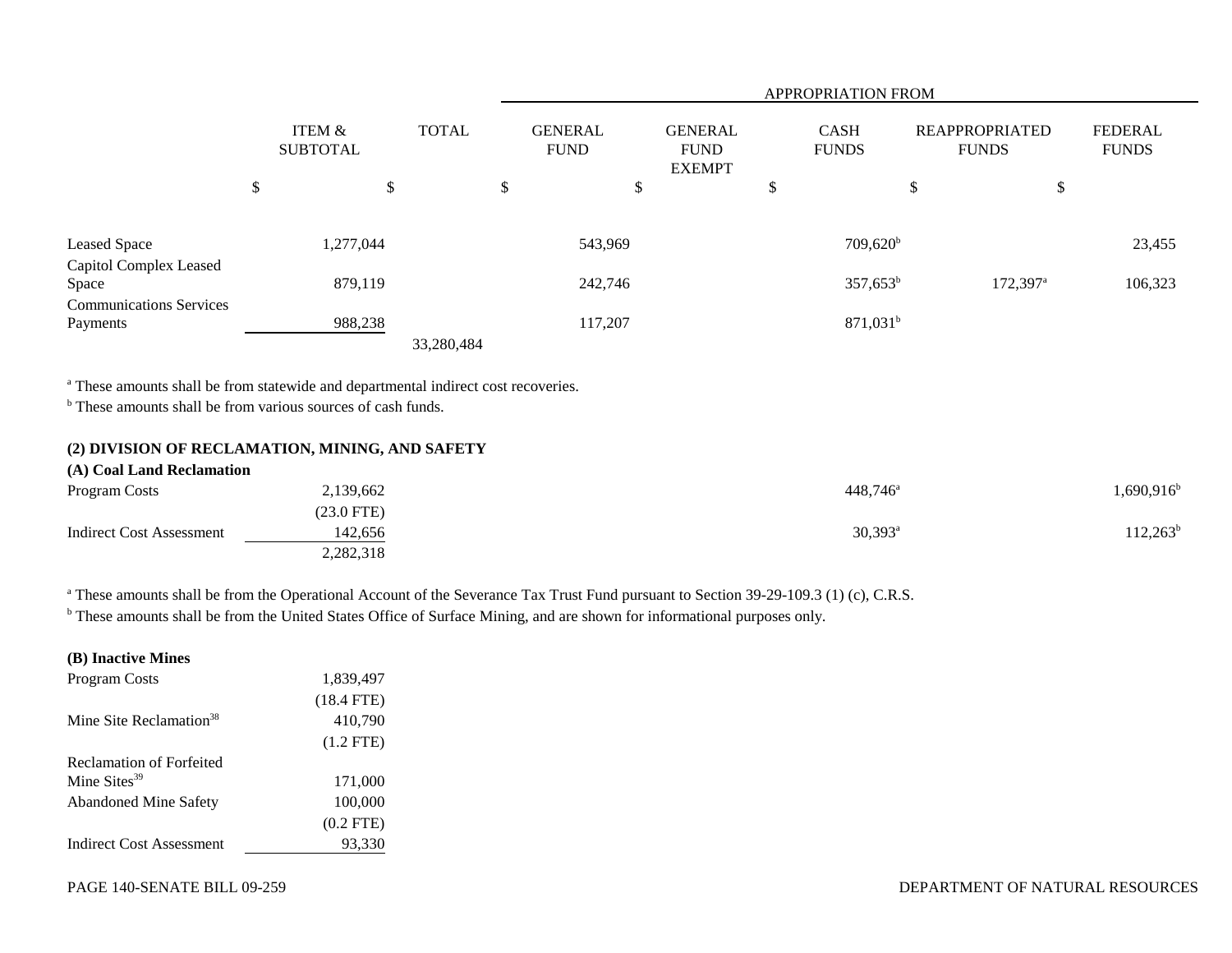| | ITEM & SUBTOTAL | TOTAL | APPROPRIATION FROM GENERAL FUND | GENERAL FUND EXEMPT | CASH FUNDS | REAPPROPRIATED FUNDS | FEDERAL FUNDS |
|---|---|---|---|---|---|---|---|
| | $ | $ | $ | $ | $ | $ | $ |
| Leased Space | 1,277,044 | | 543,969 | | 709,620[b] | | 23,455 |
| Capitol Complex Leased Space | 879,119 | | 242,746 | | 357,653[b] | 172,397[a] | 106,323 |
| Communications Services Payments | 988,238 | | 117,207 | | 871,031[b] | | |
| | | 33,280,484 | | | | | |

[a] These amounts shall be from statewide and departmental indirect cost recoveries.
[b] These amounts shall be from various sources of cash funds.

**(2) DIVISION OF RECLAMATION, MINING, AND SAFETY**

**(A) Coal Land Reclamation**

| | ITEM & SUBTOTAL | TOTAL | GENERAL FUND | GENERAL FUND EXEMPT | CASH FUNDS | REAPPROPRIATED FUNDS | FEDERAL FUNDS |
|---|---|---|---|---|---|---|---|
| Program Costs | 2,139,662 | | | | 448,746[a] | | 1,690,916[b] |
| | (23.0 FTE) | | | | | | |
| Indirect Cost Assessment | 142,656 | | | | 30,393[a] | | 112,263[b] |
| | 2,282,318 | | | | | | |

[a] These amounts shall be from the Operational Account of the Severance Tax Trust Fund pursuant to Section 39-29-109.3 (1) (c), C.R.S.
[b] These amounts shall be from the United States Office of Surface Mining, and are shown for informational purposes only.

**(B) Inactive Mines**

| | ITEM & SUBTOTAL | TOTAL | GENERAL FUND | GENERAL FUND EXEMPT | CASH FUNDS | REAPPROPRIATED FUNDS | FEDERAL FUNDS |
|---|---|---|---|---|---|---|---|
| Program Costs | 1,839,497 | | | | | | |
| | (18.4 FTE) | | | | | | |
| Mine Site Reclamation[38] | 410,790 | | | | | | |
| | (1.2 FTE) | | | | | | |
| Reclamation of Forfeited Mine Sites[39] | 171,000 | | | | | | |
| Abandoned Mine Safety | 100,000 | | | | | | |
| | (0.2 FTE) | | | | | | |
| Indirect Cost Assessment | 93,330 | | | | | | |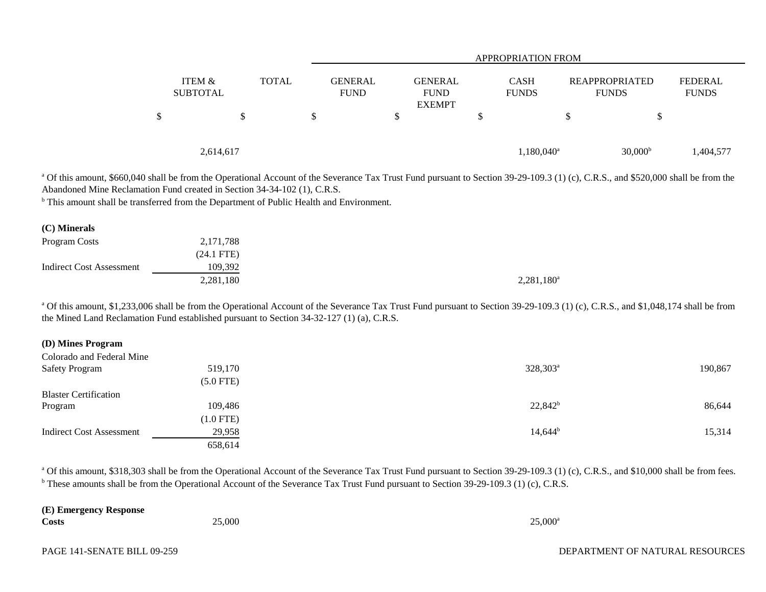| | ITEM & SUBTOTAL | TOTAL | APPROPRIATION FROM GENERAL FUND | GENERAL FUND EXEMPT | CASH FUNDS | REAPPROPRIATED FUNDS | FEDERAL FUNDS |
|---|---|---|---|---|---|---|---|
| | $ | $ | $ | $ | $ | $ | $ |
| | 2,614,617 | | | | 1,180,040[a] | 30,000[b] | 1,404,577 |

[a] Of this amount, $660,040 shall be from the Operational Account of the Severance Tax Trust Fund pursuant to Section 39-29-109.3 (1) (c), C.R.S., and $520,000 shall be from the Abandoned Mine Reclamation Fund created in Section 34-34-102 (1), C.R.S.

[b] This amount shall be transferred from the Department of Public Health and Environment.

| | ITEM & SUBTOTAL | TOTAL | GENERAL FUND | GENERAL FUND EXEMPT | CASH FUNDS | REAPPROPRIATED FUNDS | FEDERAL FUNDS |
|---|---|---|---|---|---|---|---|
| **(C) Minerals** | | | | | | | |
| Program Costs | 2,171,788 | | | | | | |
| | (24.1 FTE) | | | | | | |
| Indirect Cost Assessment | 109,392 | | | | | | |
| | 2,281,180 | | | | 2,281,180[a] | | |

[a] Of this amount, $1,233,006 shall be from the Operational Account of the Severance Tax Trust Fund pursuant to Section 39-29-109.3 (1) (c), C.R.S., and $1,048,174 shall be from the Mined Land Reclamation Fund established pursuant to Section 34-32-127 (1) (a), C.R.S.

| | ITEM & SUBTOTAL | TOTAL | GENERAL FUND | GENERAL FUND EXEMPT | CASH FUNDS | REAPPROPRIATED FUNDS | FEDERAL FUNDS |
|---|---|---|---|---|---|---|---|
| **(D) Mines Program** | | | | | | | |
| Colorado and Federal Mine Safety Program | 519,170 | | | | 328,303[a] | | 190,867 |
| | (5.0 FTE) | | | | | | |
| Blaster Certification Program | 109,486 | | | | 22,842[b] | | 86,644 |
| | (1.0 FTE) | | | | | | |
| Indirect Cost Assessment | 29,958 | | | | 14,644[b] | | 15,314 |
| | 658,614 | | | | | | |

[a] Of this amount, $318,303 shall be from the Operational Account of the Severance Tax Trust Fund pursuant to Section 39-29-109.3 (1) (c), C.R.S., and $10,000 shall be from fees.

[b] These amounts shall be from the Operational Account of the Severance Tax Trust Fund pursuant to Section 39-29-109.3 (1) (c), C.R.S.

| | ITEM & SUBTOTAL | TOTAL | GENERAL FUND | GENERAL FUND EXEMPT | CASH FUNDS | REAPPROPRIATED FUNDS | FEDERAL FUNDS |
|---|---|---|---|---|---|---|---|
| **(E) Emergency Response Costs** | 25,000 | | | | 25,000[a] | | |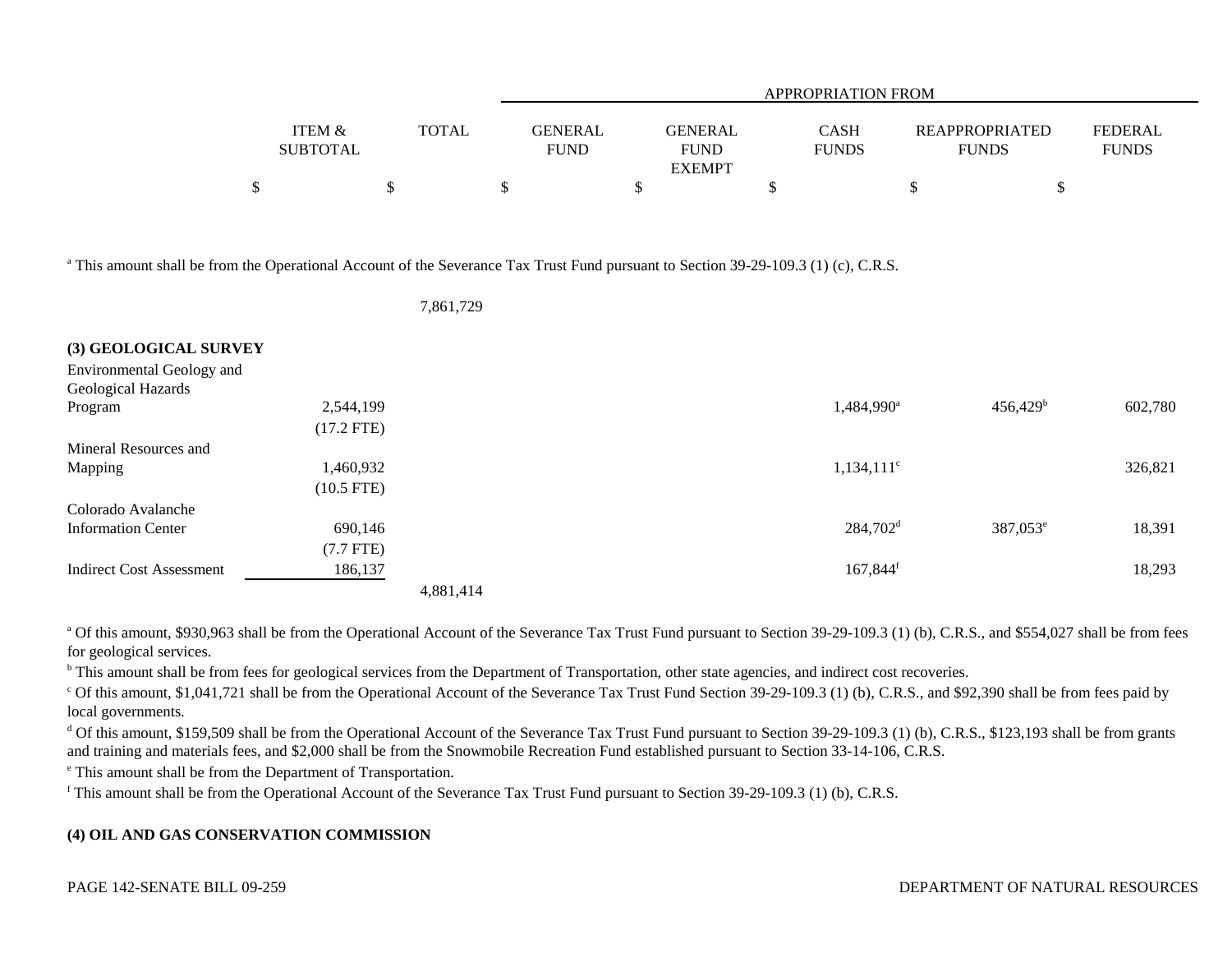| | ITEM & SUBTOTAL | TOTAL | APPROPRIATION FROM GENERAL FUND | GENERAL FUND EXEMPT | CASH FUNDS | REAPPROPRIATED FUNDS | FEDERAL FUNDS |
|---|---|---|---|---|---|---|---|
| | $ | $ | $ | $ | $ | $ | $ |

[a] This amount shall be from the Operational Account of the Severance Tax Trust Fund pursuant to Section 39-29-109.3 (1) (c), C.R.S.

| | | | | | | | |
|---|---|---|---|---|---|---|---|
| | | 7,861,729 | | | | | |
| **(3) GEOLOGICAL SURVEY** | | | | | | | |
| Environmental Geology and Geological Hazards Program | 2,544,199 (17.2 FTE) | | | | 1,484,990[a] | 456,429[b] | 602,780 |
| Mineral Resources and Mapping | 1,460,932 (10.5 FTE) | | | | 1,134,111[c] | | 326,821 |
| Colorado Avalanche Information Center | 690,146 (7.7 FTE) | | | | 284,702[d] | 387,053[e] | 18,391 |
| Indirect Cost Assessment | 186,137 | | | | 167,844[f] | | 18,293 |
| | | 4,881,414 | | | | | |

[a] Of this amount, $930,963 shall be from the Operational Account of the Severance Tax Trust Fund pursuant to Section 39-29-109.3 (1) (b), C.R.S., and $554,027 shall be from fees for geological services.

[b] This amount shall be from fees for geological services from the Department of Transportation, other state agencies, and indirect cost recoveries.

[c] Of this amount, $1,041,721 shall be from the Operational Account of the Severance Tax Trust Fund Section 39-29-109.3 (1) (b), C.R.S., and $92,390 shall be from fees paid by local governments.

[d] Of this amount, $159,509 shall be from the Operational Account of the Severance Tax Trust Fund pursuant to Section 39-29-109.3 (1) (b), C.R.S., $123,193 shall be from grants and training and materials fees, and $2,000 shall be from the Snowmobile Recreation Fund established pursuant to Section 33-14-106, C.R.S.

[e] This amount shall be from the Department of Transportation.

[f] This amount shall be from the Operational Account of the Severance Tax Trust Fund pursuant to Section 39-29-109.3 (1) (b), C.R.S.

**(4) OIL AND GAS CONSERVATION COMMISSION**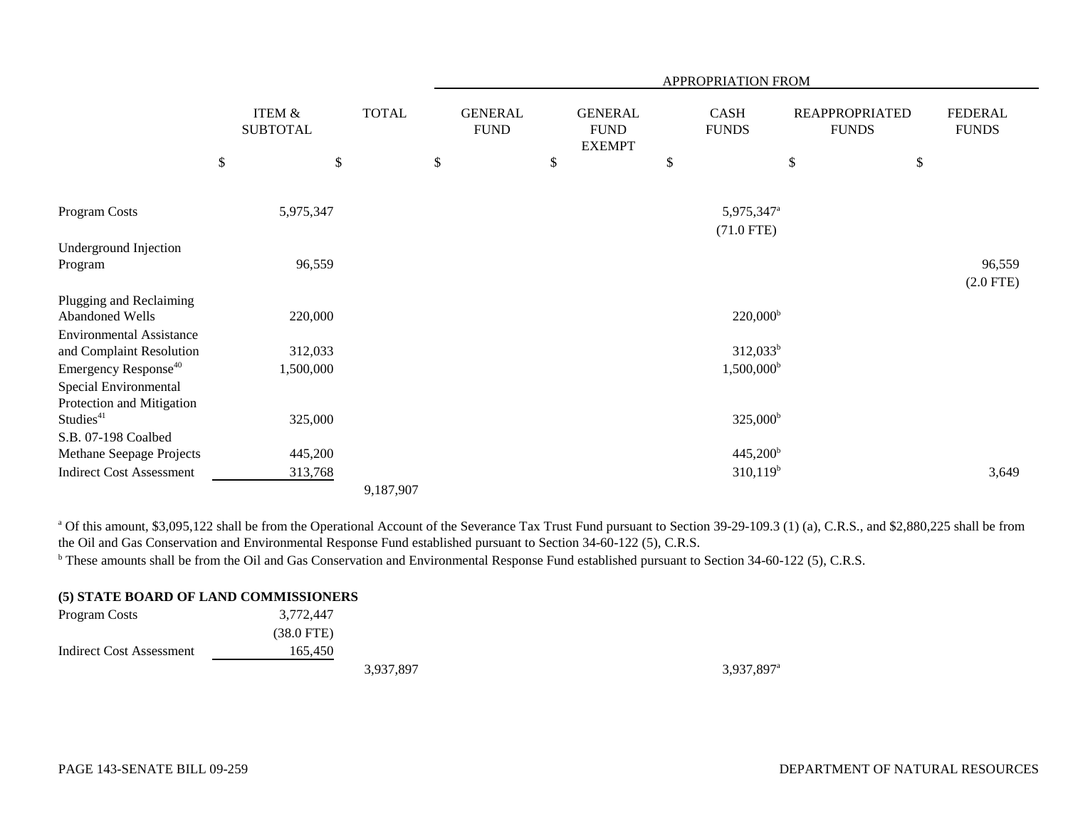| | ITEM & SUBTOTAL | TOTAL | APPROPRIATION FROM | | | | |
|---|---|---|---|---|---|---|---|
| | | | GENERAL FUND | GENERAL FUND EXEMPT | CASH FUNDS | REAPPROPRIATED FUNDS | FEDERAL FUNDS |
| | $ | $ | $ | $ | $ | $ | $ |
| Program Costs | 5,975,347 | | | | 5,975,347[a] (71.0 FTE) | | |
| Underground Injection Program | 96,559 | | | | | | 96,559 (2.0 FTE) |
| Plugging and Reclaiming Abandoned Wells | 220,000 | | | | 220,000[b] | | |
| Environmental Assistance and Complaint Resolution | 312,033 | | | | 312,033[b] | | |
| Emergency Response[40] | 1,500,000 | | | | 1,500,000[b] | | |
| Special Environmental Protection and Mitigation Studies[41] | 325,000 | | | | 325,000[b] | | |
| S.B. 07-198 Coalbed Methane Seepage Projects | 445,200 | | | | 445,200[b] | | |
| Indirect Cost Assessment | 313,768 | | | | 310,119[b] | | 3,649 |
| | | 9,187,907 | | | | | |

[a] Of this amount, $3,095,122 shall be from the Operational Account of the Severance Tax Trust Fund pursuant to Section 39-29-109.3 (1) (a), C.R.S., and $2,880,225 shall be from the Oil and Gas Conservation and Environmental Response Fund established pursuant to Section 34-60-122 (5), C.R.S.

[b] These amounts shall be from the Oil and Gas Conservation and Environmental Response Fund established pursuant to Section 34-60-122 (5), C.R.S.

**(5) STATE BOARD OF LAND COMMISSIONERS**

| | ITEM & SUBTOTAL | TOTAL | GENERAL FUND | GENERAL FUND EXEMPT | CASH FUNDS | REAPPROPRIATED FUNDS | FEDERAL FUNDS |
|---|---|---|---|---|---|---|---|
| Program Costs | 3,772,447 (38.0 FTE) | | | | | | |
| Indirect Cost Assessment | 165,450 | | | | | | |
| | | 3,937,897 | | | 3,937,897[a] | | |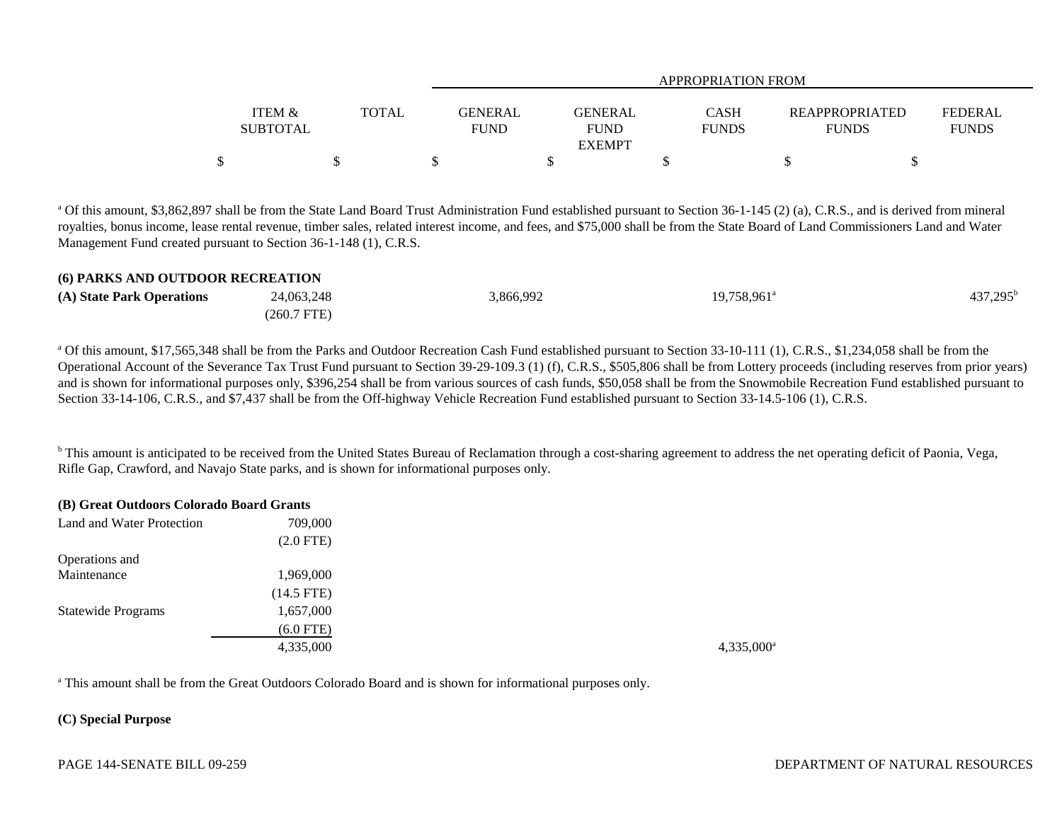| | ITEM & SUBTOTAL | TOTAL | APPROPRIATION FROM GENERAL FUND | GENERAL FUND EXEMPT | CASH FUNDS | REAPPROPRIATED FUNDS | FEDERAL FUNDS |
|---|---|---|---|---|---|---|---|
| | $ | $ | $ | $ | $ | $ | $ |

[a] Of this amount, $3,862,897 shall be from the State Land Board Trust Administration Fund established pursuant to Section 36-1-145 (2) (a), C.R.S., and is derived from mineral royalties, bonus income, lease rental revenue, timber sales, related interest income, and fees, and $75,000 shall be from the State Board of Land Commissioners Land and Water Management Fund created pursuant to Section 36-1-148 (1), C.R.S.

**(6) PARKS AND OUTDOOR RECREATION**

| | ITEM & SUBTOTAL | TOTAL | GENERAL FUND | GENERAL FUND EXEMPT | CASH FUNDS | REAPPROPRIATED FUNDS | FEDERAL FUNDS |
|---|---|---|---|---|---|---|---|
| **(A) State Park Operations** | 24,063,248 (260.7 FTE) | | 3,866,992 | | 19,758,961[a] | | 437,295[b] |

[a] Of this amount, $17,565,348 shall be from the Parks and Outdoor Recreation Cash Fund established pursuant to Section 33-10-111 (1), C.R.S., $1,234,058 shall be from the Operational Account of the Severance Tax Trust Fund pursuant to Section 39-29-109.3 (1) (f), C.R.S., $505,806 shall be from Lottery proceeds (including reserves from prior years) and is shown for informational purposes only, $396,254 shall be from various sources of cash funds, $50,058 shall be from the Snowmobile Recreation Fund established pursuant to Section 33-14-106, C.R.S., and $7,437 shall be from the Off-highway Vehicle Recreation Fund established pursuant to Section 33-14.5-106 (1), C.R.S.

[b] This amount is anticipated to be received from the United States Bureau of Reclamation through a cost-sharing agreement to address the net operating deficit of Paonia, Vega, Rifle Gap, Crawford, and Navajo State parks, and is shown for informational purposes only.

**(B) Great Outdoors Colorado Board Grants**

| | ITEM & SUBTOTAL | TOTAL | GENERAL FUND | GENERAL FUND EXEMPT | CASH FUNDS | REAPPROPRIATED FUNDS | FEDERAL FUNDS |
|---|---|---|---|---|---|---|---|
| Land and Water Protection | 709,000 (2.0 FTE) | | | | | | |
| Operations and Maintenance | 1,969,000 (14.5 FTE) | | | | | | |
| Statewide Programs | 1,657,000 (6.0 FTE) | | | | | | |
| | 4,335,000 | | | | 4,335,000[a] | | |

[a] This amount shall be from the Great Outdoors Colorado Board and is shown for informational purposes only.

**(C) Special Purpose**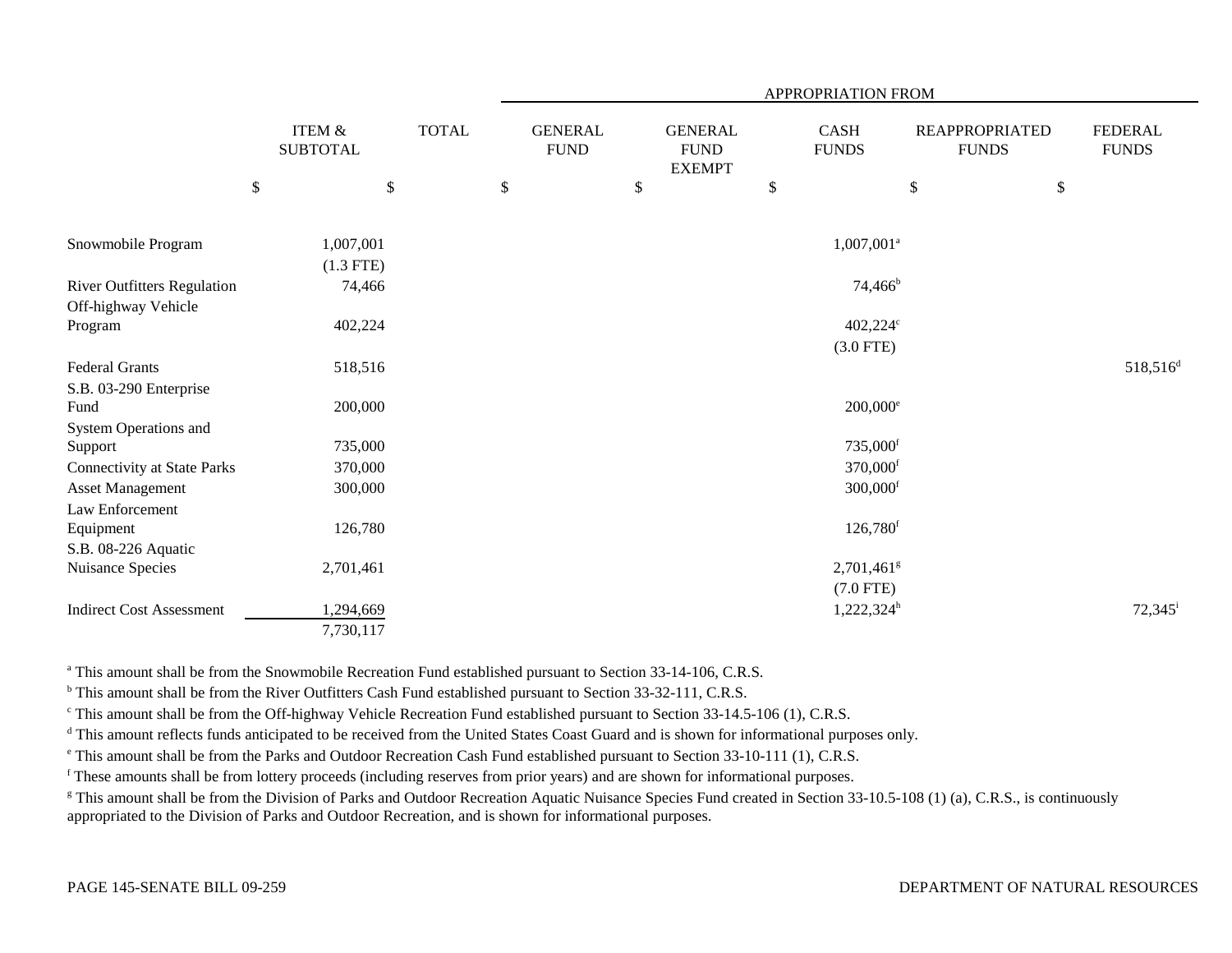| | | | APPROPRIATION FROM | | | | |
|---|---|---|---|---|---|---|---|
| | ITEM & SUBTOTAL | TOTAL | GENERAL FUND | GENERAL FUND EXEMPT | CASH FUNDS | REAPPROPRIATED FUNDS | FEDERAL FUNDS |
| | $ | $ | $ | $ | $ | $ | $ |
| Snowmobile Program | 1,007,001 (1.3 FTE) | | | | 1,007,001[a] | | |
| River Outfitters Regulation | 74,466 | | | | 74,466[b] | | |
| Off-highway Vehicle Program | 402,224 | | | | 402,224[c] (3.0 FTE) | | |
| Federal Grants | 518,516 | | | | | | 518,516[d] |
| S.B. 03-290 Enterprise Fund | 200,000 | | | | 200,000[e] | | |
| System Operations and Support | 735,000 | | | | 735,000[f] | | |
| Connectivity at State Parks | 370,000 | | | | 370,000[f] | | |
| Asset Management | 300,000 | | | | 300,000[f] | | |
| Law Enforcement Equipment | 126,780 | | | | 126,780[f] | | |
| S.B. 08-226 Aquatic Nuisance Species | 2,701,461 | | | | 2,701,461[g] (7.0 FTE) | | |
| Indirect Cost Assessment | 1,294,669 | | | | 1,222,324[h] | | 72,345[i] |
| | 7,730,117 | | | | | | |

[a] This amount shall be from the Snowmobile Recreation Fund established pursuant to Section 33-14-106, C.R.S.

[b] This amount shall be from the River Outfitters Cash Fund established pursuant to Section 33-32-111, C.R.S.

[c] This amount shall be from the Off-highway Vehicle Recreation Fund established pursuant to Section 33-14.5-106 (1), C.R.S.

[d] This amount reflects funds anticipated to be received from the United States Coast Guard and is shown for informational purposes only.

[e] This amount shall be from the Parks and Outdoor Recreation Cash Fund established pursuant to Section 33-10-111 (1), C.R.S.

[f] These amounts shall be from lottery proceeds (including reserves from prior years) and are shown for informational purposes.

[g] This amount shall be from the Division of Parks and Outdoor Recreation Aquatic Nuisance Species Fund created in Section 33-10.5-108 (1) (a), C.R.S., is continuously appropriated to the Division of Parks and Outdoor Recreation, and is shown for informational purposes.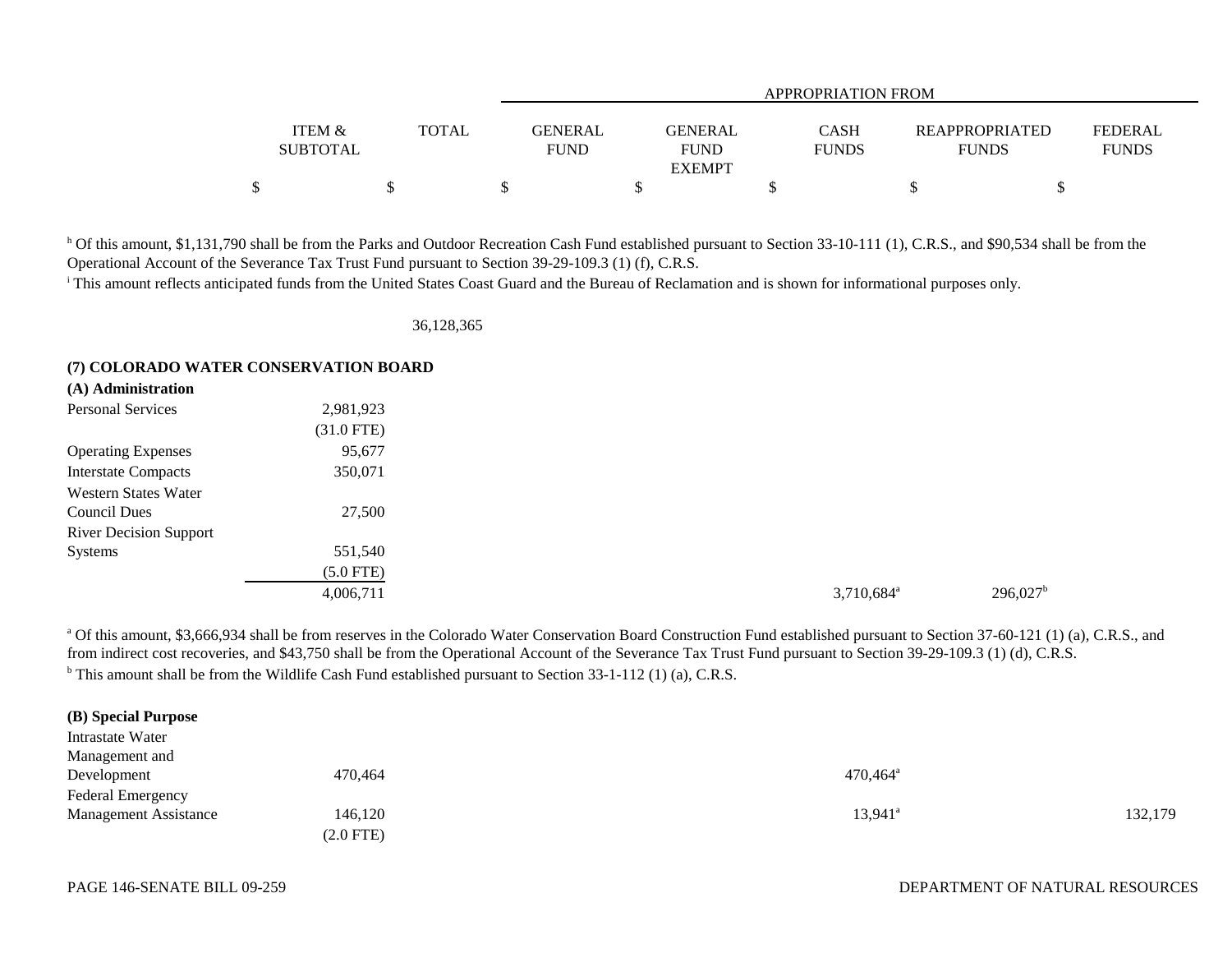| | ITEM & SUBTOTAL | TOTAL | APPROPRIATION FROM GENERAL FUND | GENERAL FUND EXEMPT | CASH FUNDS | REAPPROPRIATED FUNDS | FEDERAL FUNDS |
|---|---|---|---|---|---|---|---|
| | $ | $ | $ | $ | $ | $ | $ |

[h] Of this amount, $1,131,790 shall be from the Parks and Outdoor Recreation Cash Fund established pursuant to Section 33-10-111 (1), C.R.S., and $90,534 shall be from the Operational Account of the Severance Tax Trust Fund pursuant to Section 39-29-109.3 (1) (f), C.R.S.

[i] This amount reflects anticipated funds from the United States Coast Guard and the Bureau of Reclamation and is shown for informational purposes only.

| | ITEM & SUBTOTAL | TOTAL | GENERAL FUND | GENERAL FUND EXEMPT | CASH FUNDS | REAPPROPRIATED FUNDS | FEDERAL FUNDS |
|---|---|---|---|---|---|---|---|
| | | 36,128,365 | | | | | |

**(7) COLORADO WATER CONSERVATION BOARD**

**(A) Administration**

| | ITEM & SUBTOTAL | TOTAL | GENERAL FUND | GENERAL FUND EXEMPT | CASH FUNDS | REAPPROPRIATED FUNDS | FEDERAL FUNDS |
|---|---|---|---|---|---|---|---|
| Personal Services | 2,981,923 | | | | | | |
| | (31.0 FTE) | | | | | | |
| Operating Expenses | 95,677 | | | | | | |
| Interstate Compacts | 350,071 | | | | | | |
| Western States Water Council Dues | 27,500 | | | | | | |
| River Decision Support Systems | 551,540 | | | | | | |
| | (5.0 FTE) | | | | | | |
| | 4,006,711 | | | | 3,710,684[a] | 296,027[b] | |

[a] Of this amount, $3,666,934 shall be from reserves in the Colorado Water Conservation Board Construction Fund established pursuant to Section 37-60-121 (1) (a), C.R.S., and from indirect cost recoveries, and $43,750 shall be from the Operational Account of the Severance Tax Trust Fund pursuant to Section 39-29-109.3 (1) (d), C.R.S.

[b] This amount shall be from the Wildlife Cash Fund established pursuant to Section 33-1-112 (1) (a), C.R.S.

**(B) Special Purpose**

| | ITEM & SUBTOTAL | TOTAL | GENERAL FUND | GENERAL FUND EXEMPT | CASH FUNDS | REAPPROPRIATED FUNDS | FEDERAL FUNDS |
|---|---|---|---|---|---|---|---|
| Intrastate Water Management and Development | 470,464 | | | | 470,464[a] | | |
| Federal Emergency Management Assistance | 146,120 | | | | 13,941[a] | | 132,179 |
| | (2.0 FTE) | | | | | | |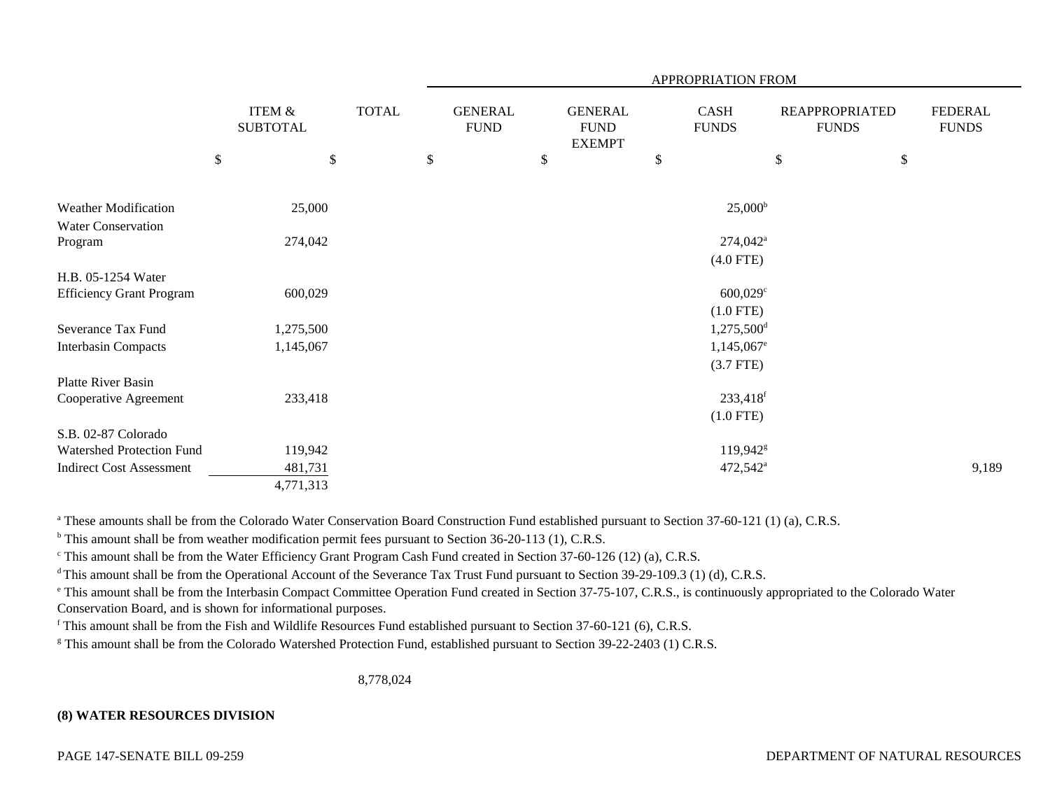| | ITEM & SUBTOTAL | TOTAL | APPROPRIATION FROM GENERAL FUND | GENERAL FUND EXEMPT | CASH FUNDS | REAPPROPRIATED FUNDS | FEDERAL FUNDS |
|---|---|---|---|---|---|---|---|
| | $ | $ | $ | $ | $ | $ | $ |
| Weather Modification | 25,000 | | | | 25,000[b] | | |
| Water Conservation Program | 274,042 | | | | 274,042[a] (4.0 FTE) | | |
| H.B. 05-1254 Water Efficiency Grant Program | 600,029 | | | | 600,029[c] (1.0 FTE) | | |
| Severance Tax Fund | 1,275,500 | | | | 1,275,500[d] | | |
| Interbasin Compacts | 1,145,067 | | | | 1,145,067[e] (3.7 FTE) | | |
| Platte River Basin Cooperative Agreement | 233,418 | | | | 233,418[f] (1.0 FTE) | | |
| S.B. 02-87 Colorado Watershed Protection Fund | 119,942 | | | | 119,942[g] | | |
| Indirect Cost Assessment | 481,731 | | | | 472,542[a] | | 9,189 |
| | 4,771,313 | | | | | | |

[a] These amounts shall be from the Colorado Water Conservation Board Construction Fund established pursuant to Section 37-60-121 (1) (a), C.R.S.

[b] This amount shall be from weather modification permit fees pursuant to Section 36-20-113 (1), C.R.S.

[c] This amount shall be from the Water Efficiency Grant Program Cash Fund created in Section 37-60-126 (12) (a), C.R.S.

[d] This amount shall be from the Operational Account of the Severance Tax Trust Fund pursuant to Section 39-29-109.3 (1) (d), C.R.S.

[e] This amount shall be from the Interbasin Compact Committee Operation Fund created in Section 37-75-107, C.R.S., is continuously appropriated to the Colorado Water Conservation Board, and is shown for informational purposes.

[f] This amount shall be from the Fish and Wildlife Resources Fund established pursuant to Section 37-60-121 (6), C.R.S.

[g] This amount shall be from the Colorado Watershed Protection Fund, established pursuant to Section 39-22-2403 (1) C.R.S.

| | | TOTAL |
|---|---|---|
| | | 8,778,024 |

**(8) WATER RESOURCES DIVISION**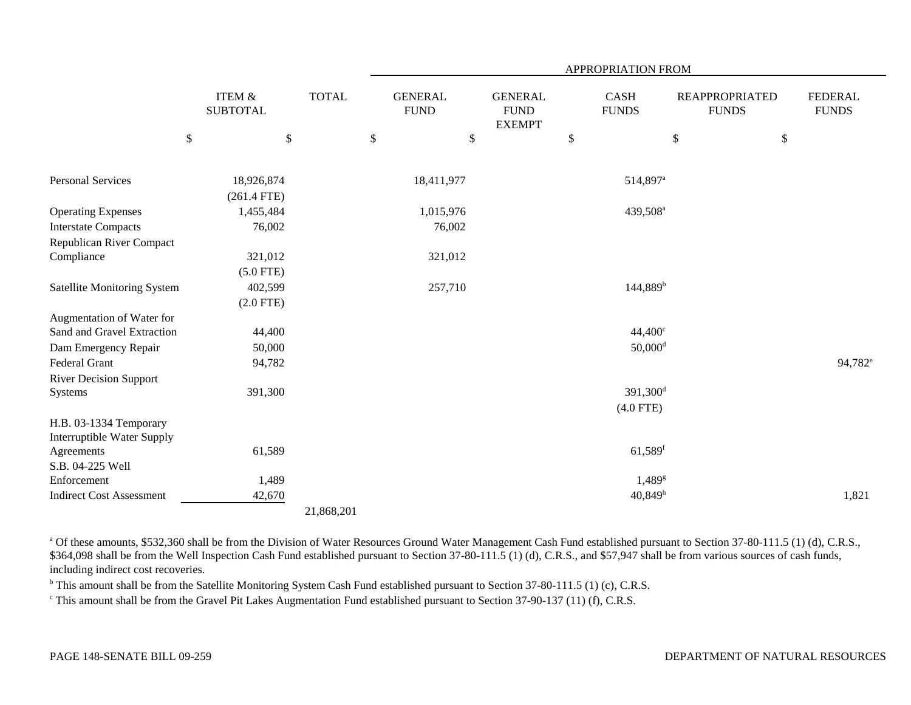| | ITEM & SUBTOTAL | TOTAL | APPROPRIATION FROM | | | | |
|---|---|---|---|---|---|---|---|
| | | | GENERAL FUND | GENERAL FUND EXEMPT | CASH FUNDS | REAPPROPRIATED FUNDS | FEDERAL FUNDS |
| | $ | $ | $ | $ | $ | $ | $ |
| Personal Services | 18,926,874 (261.4 FTE) | | 18,411,977 | | 514,897[a] | | |
| Operating Expenses | 1,455,484 | | 1,015,976 | | 439,508[a] | | |
| Interstate Compacts | 76,002 | | 76,002 | | | | |
| Republican River Compact Compliance | 321,012 (5.0 FTE) | | 321,012 | | | | |
| Satellite Monitoring System | 402,599 (2.0 FTE) | | 257,710 | | 144,889[b] | | |
| Augmentation of Water for Sand and Gravel Extraction | 44,400 | | | | 44,400[c] | | |
| Dam Emergency Repair | 50,000 | | | | 50,000[d] | | |
| Federal Grant | 94,782 | | | | | | 94,782[e] |
| River Decision Support Systems | 391,300 | | | | 391,300[d] (4.0 FTE) | | |
| H.B. 03-1334 Temporary Interruptible Water Supply Agreements | 61,589 | | | | 61,589[f] | | |
| S.B. 04-225 Well Enforcement | 1,489 | | | | 1,489[g] | | |
| Indirect Cost Assessment | 42,670 | | | | 40,849[h] | | 1,821 |
| | | 21,868,201 | | | | | |

[a] Of these amounts, $532,360 shall be from the Division of Water Resources Ground Water Management Cash Fund established pursuant to Section 37-80-111.5 (1) (d), C.R.S., $364,098 shall be from the Well Inspection Cash Fund established pursuant to Section 37-80-111.5 (1) (d), C.R.S., and $57,947 shall be from various sources of cash funds, including indirect cost recoveries.

[b] This amount shall be from the Satellite Monitoring System Cash Fund established pursuant to Section 37-80-111.5 (1) (c), C.R.S.

[c] This amount shall be from the Gravel Pit Lakes Augmentation Fund established pursuant to Section 37-90-137 (11) (f), C.R.S.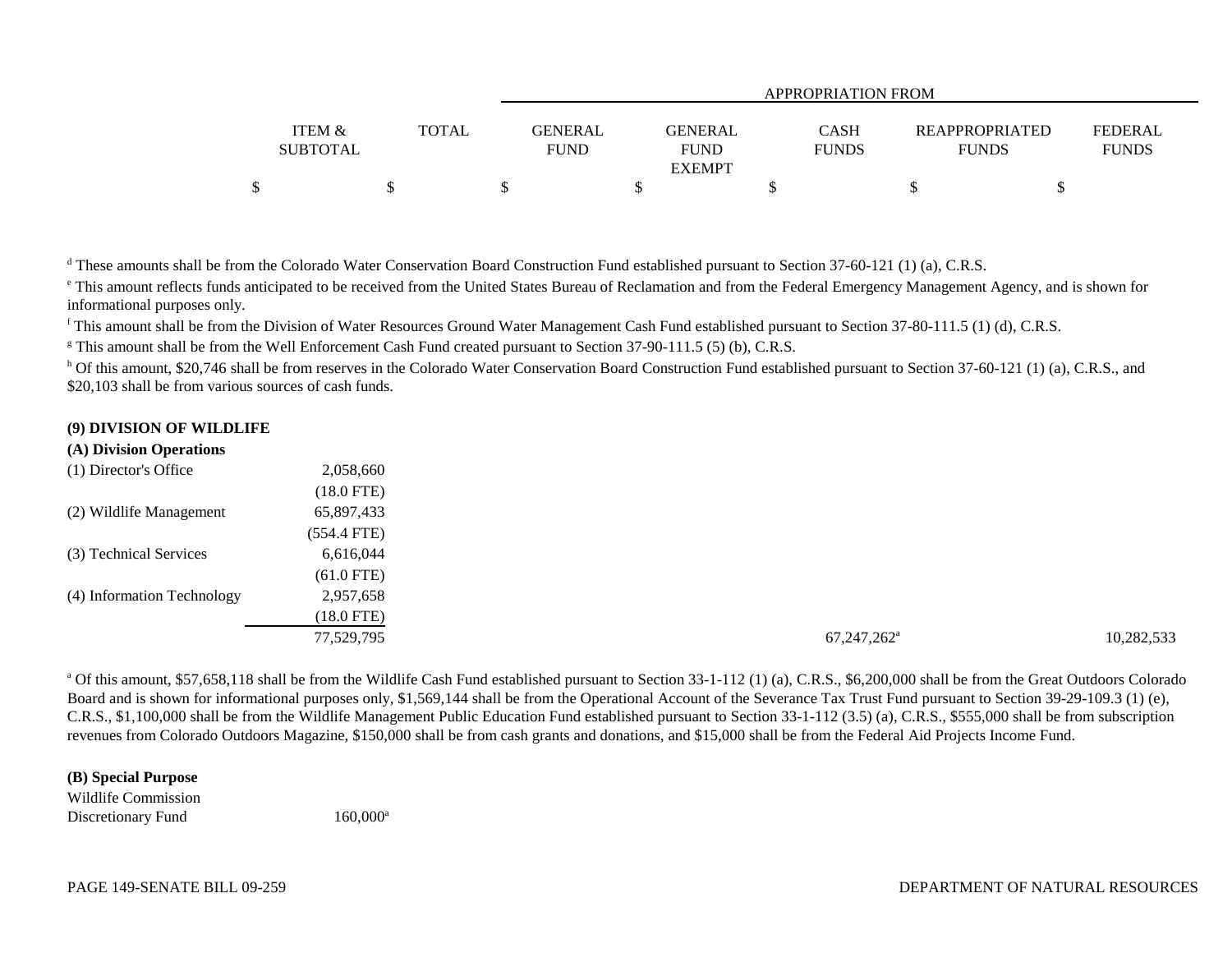| | ITEM & SUBTOTAL | TOTAL | APPROPRIATION FROM GENERAL FUND | GENERAL FUND EXEMPT | CASH FUNDS | REAPPROPRIATED FUNDS | FEDERAL FUNDS |
|---|---|---|---|---|---|---|---|
| | $ | $ | $ | $ | $ | $ | $ |

[d] These amounts shall be from the Colorado Water Conservation Board Construction Fund established pursuant to Section 37-60-121 (1) (a), C.R.S.

[e] This amount reflects funds anticipated to be received from the United States Bureau of Reclamation and from the Federal Emergency Management Agency, and is shown for informational purposes only.

[f] This amount shall be from the Division of Water Resources Ground Water Management Cash Fund established pursuant to Section 37-80-111.5 (1) (d), C.R.S.

[g] This amount shall be from the Well Enforcement Cash Fund created pursuant to Section 37-90-111.5 (5) (b), C.R.S.

[h] Of this amount, $20,746 shall be from reserves in the Colorado Water Conservation Board Construction Fund established pursuant to Section 37-60-121 (1) (a), C.R.S., and $20,103 shall be from various sources of cash funds.

**(9) DIVISION OF WILDLIFE**

**(A) Division Operations**

| | ITEM & SUBTOTAL | TOTAL | GENERAL FUND | GENERAL FUND EXEMPT | CASH FUNDS | REAPPROPRIATED FUNDS | FEDERAL FUNDS |
|---|---|---|---|---|---|---|---|
| (1) Director's Office | 2,058,660 | | | | | | |
| | (18.0 FTE) | | | | | | |
| (2) Wildlife Management | 65,897,433 | | | | | | |
| | (554.4 FTE) | | | | | | |
| (3) Technical Services | 6,616,044 | | | | | | |
| | (61.0 FTE) | | | | | | |
| (4) Information Technology | 2,957,658 | | | | | | |
| | (18.0 FTE) | | | | | | |
| | 77,529,795 | | | | 67,247,262[a] | | 10,282,533 |

[a] Of this amount, $57,658,118 shall be from the Wildlife Cash Fund established pursuant to Section 33-1-112 (1) (a), C.R.S., $6,200,000 shall be from the Great Outdoors Colorado Board and is shown for informational purposes only, $1,569,144 shall be from the Operational Account of the Severance Tax Trust Fund pursuant to Section 39-29-109.3 (1) (e), C.R.S., $1,100,000 shall be from the Wildlife Management Public Education Fund established pursuant to Section 33-1-112 (3.5) (a), C.R.S., $555,000 shall be from subscription revenues from Colorado Outdoors Magazine, $150,000 shall be from cash grants and donations, and $15,000 shall be from the Federal Aid Projects Income Fund.

**(B) Special Purpose**

| | ITEM & SUBTOTAL | TOTAL | GENERAL FUND | GENERAL FUND EXEMPT | CASH FUNDS | REAPPROPRIATED FUNDS | FEDERAL FUNDS |
|---|---|---|---|---|---|---|---|
| Wildlife Commission Discretionary Fund | 160,000[a] | | | | | | |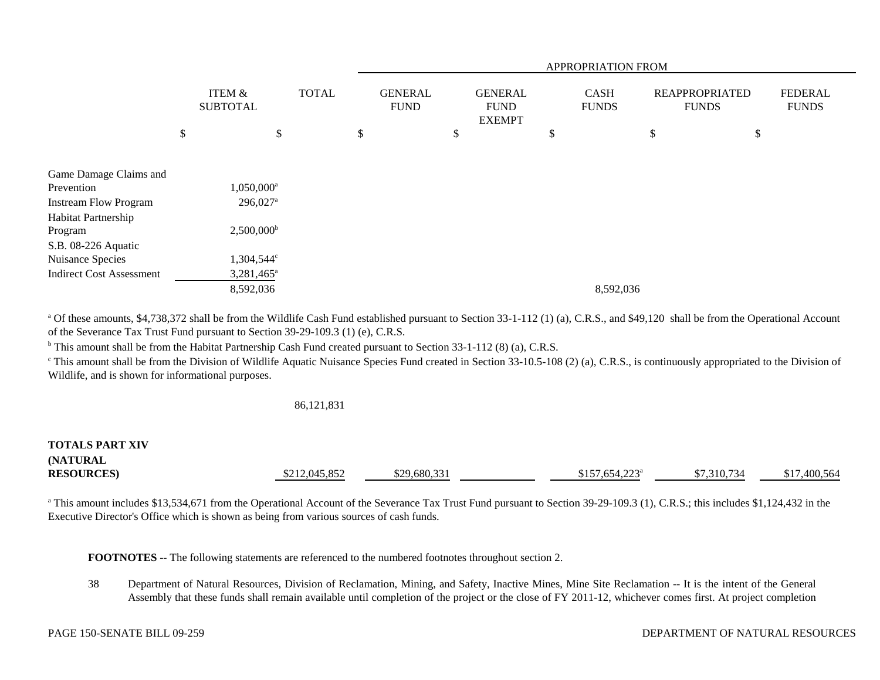| | ITEM & SUBTOTAL | TOTAL | APPROPRIATION FROM GENERAL FUND | GENERAL FUND EXEMPT | CASH FUNDS | REAPPROPRIATED FUNDS | FEDERAL FUNDS |
|---|---|---|---|---|---|---|---|
| | $ | $ | $ | $ | $ | $ | $ |
| Game Damage Claims and Prevention | 1,050,000[a] | | | | | | |
| Instream Flow Program | 296,027[a] | | | | | | |
| Habitat Partnership Program | 2,500,000[b] | | | | | | |
| S.B. 08-226 Aquatic Nuisance Species | 1,304,544[c] | | | | | | |
| Indirect Cost Assessment | 3,281,465[a] | | | | | | |
| | 8,592,036 | | | | 8,592,036 | | |

[a] Of these amounts, $4,738,372 shall be from the Wildlife Cash Fund established pursuant to Section 33-1-112 (1) (a), C.R.S., and $49,120 shall be from the Operational Account of the Severance Tax Trust Fund pursuant to Section 39-29-109.3 (1) (e), C.R.S.

[b] This amount shall be from the Habitat Partnership Cash Fund created pursuant to Section 33-1-112 (8) (a), C.R.S.

[c] This amount shall be from the Division of Wildlife Aquatic Nuisance Species Fund created in Section 33-10.5-108 (2) (a), C.R.S., is continuously appropriated to the Division of Wildlife, and is shown for informational purposes.

| | ITEM & SUBTOTAL | TOTAL | GENERAL FUND | GENERAL FUND EXEMPT | CASH FUNDS | REAPPROPRIATED FUNDS | FEDERAL FUNDS |
|---|---|---|---|---|---|---|---|
| | | 86,121,831 | | | | | |
| **TOTALS PART XIV (NATURAL RESOURCES)** | | $212,045,852 | $29,680,331 | | $157,654,223[a] | $7,310,734 | $17,400,564 |

[a] This amount includes $13,534,671 from the Operational Account of the Severance Tax Trust Fund pursuant to Section 39-29-109.3 (1), C.R.S.; this includes $1,124,432 in the Executive Director's Office which is shown as being from various sources of cash funds.

**FOOTNOTES** -- The following statements are referenced to the numbered footnotes throughout section 2.

38 Department of Natural Resources, Division of Reclamation, Mining, and Safety, Inactive Mines, Mine Site Reclamation -- It is the intent of the General Assembly that these funds shall remain available until completion of the project or the close of FY 2011-12, whichever comes first. At project completion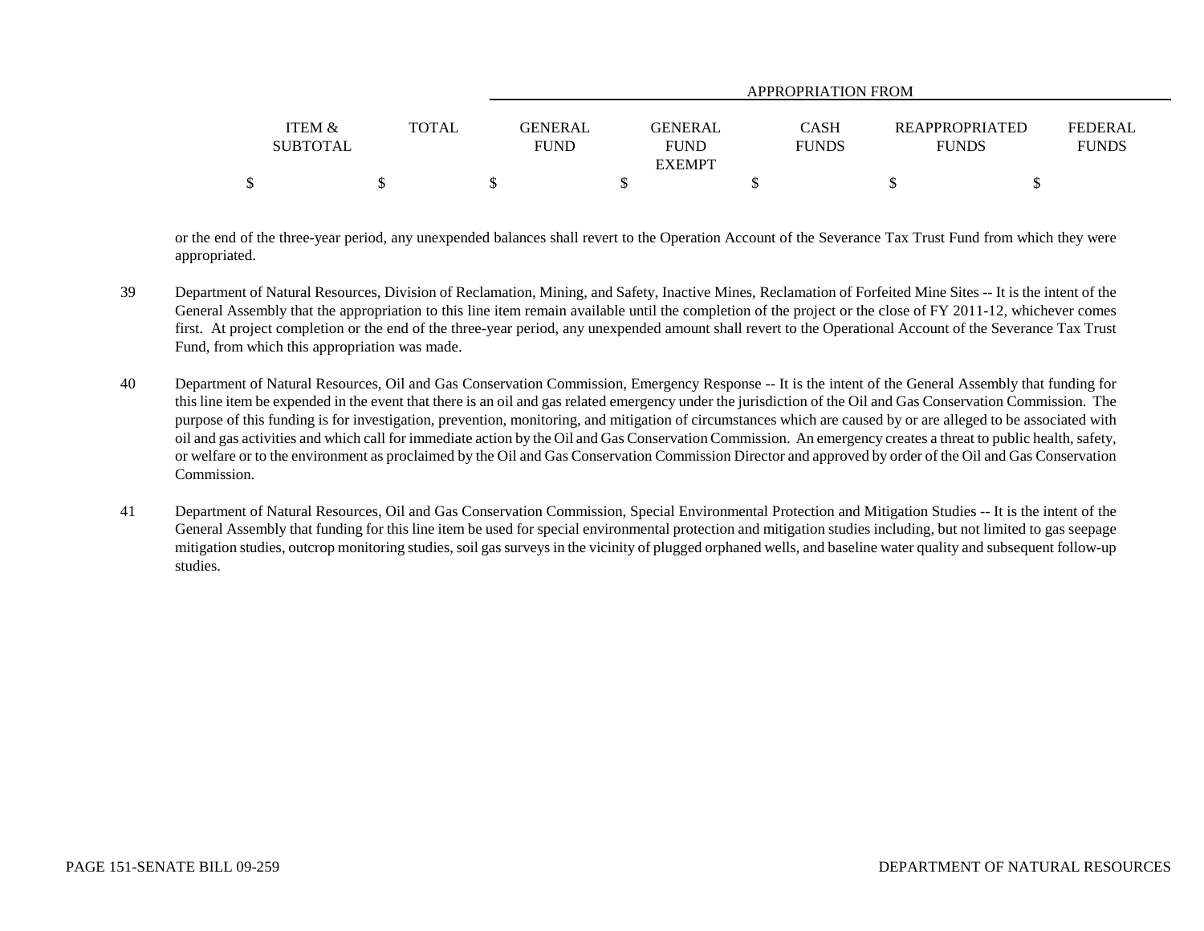| ITEM & SUBTOTAL | TOTAL | APPROPRIATION FROM GENERAL FUND | GENERAL FUND EXEMPT | CASH FUNDS | REAPPROPRIATED FUNDS | FEDERAL FUNDS |
|---|---|---|---|---|---|---|
| $ | $ | $ | $ | $ | $ | $ |

or the end of the three-year period, any unexpended balances shall revert to the Operation Account of the Severance Tax Trust Fund from which they were appropriated.

39 Department of Natural Resources, Division of Reclamation, Mining, and Safety, Inactive Mines, Reclamation of Forfeited Mine Sites -- It is the intent of the General Assembly that the appropriation to this line item remain available until the completion of the project or the close of FY 2011-12, whichever comes first. At project completion or the end of the three-year period, any unexpended amount shall revert to the Operational Account of the Severance Tax Trust Fund, from which this appropriation was made.

40 Department of Natural Resources, Oil and Gas Conservation Commission, Emergency Response -- It is the intent of the General Assembly that funding for this line item be expended in the event that there is an oil and gas related emergency under the jurisdiction of the Oil and Gas Conservation Commission. The purpose of this funding is for investigation, prevention, monitoring, and mitigation of circumstances which are caused by or are alleged to be associated with oil and gas activities and which call for immediate action by the Oil and Gas Conservation Commission. An emergency creates a threat to public health, safety, or welfare or to the environment as proclaimed by the Oil and Gas Conservation Commission Director and approved by order of the Oil and Gas Conservation Commission.

41 Department of Natural Resources, Oil and Gas Conservation Commission, Special Environmental Protection and Mitigation Studies -- It is the intent of the General Assembly that funding for this line item be used for special environmental protection and mitigation studies including, but not limited to gas seepage mitigation studies, outcrop monitoring studies, soil gas surveys in the vicinity of plugged orphaned wells, and baseline water quality and subsequent follow-up studies.